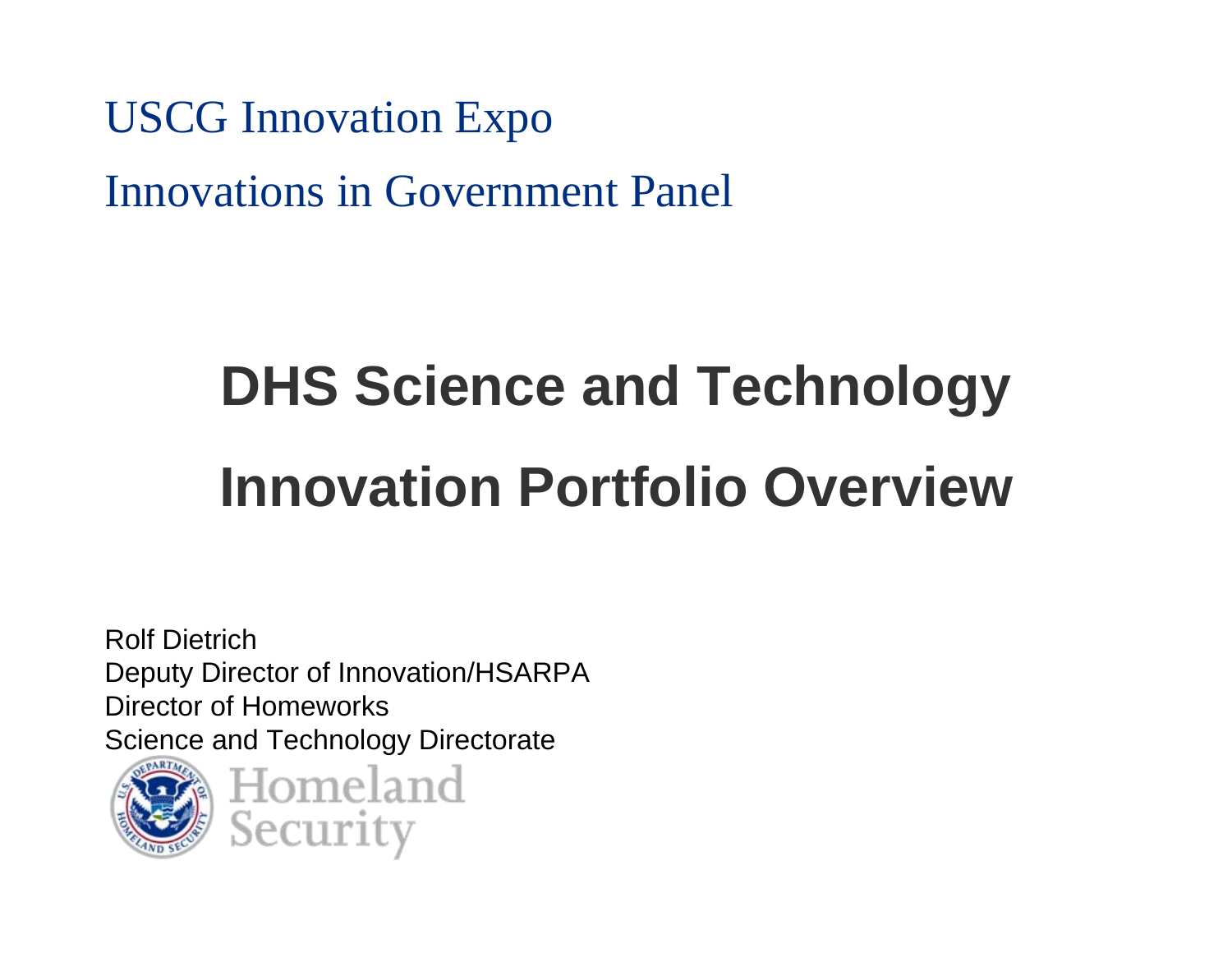USCG Innovation Expo

Innovations in Government Panel

# DHS Science and Technology

# Innovation Portfolio Overview

Rolf Dietrich
Deputy Director of Innovation/HSARPA
Director of Homeworks
Science and Technology Directorate

Homeland Security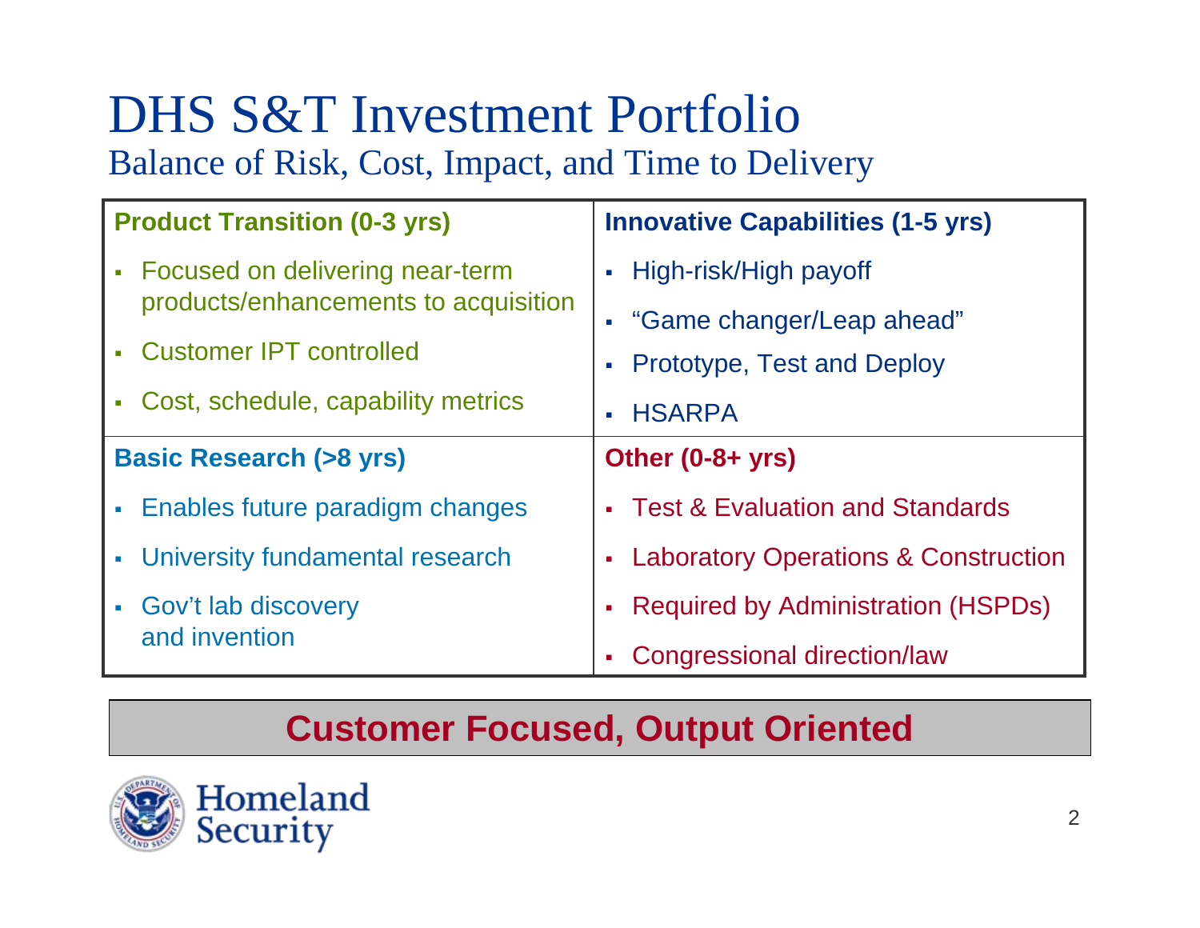# DHS S&T Investment Portfolio

## Balance of Risk, Cost, Impact, and Time to Delivery

| **Product Transition (0-3 yrs)** | **Innovative Capabilities (1-5 yrs)** |
| --- | --- |
| ▪ Focused on delivering near-term products/enhancements to acquisition<br>▪ Customer IPT controlled<br>▪ Cost, schedule, capability metrics | ▪ High-risk/High payoff<br>▪ "Game changer/Leap ahead"<br>▪ Prototype, Test and Deploy<br>▪ HSARPA |
| **Basic Research (>8 yrs)** | **Other (0-8+ yrs)** |
| ▪ Enables future paradigm changes<br>▪ University fundamental research<br>▪ Gov't lab discovery and invention | ▪ Test & Evaluation and Standards<br>▪ Laboratory Operations & Construction<br>▪ Required by Administration (HSPDs)<br>▪ Congressional direction/law |

**Customer Focused, Output Oriented**

Homeland Security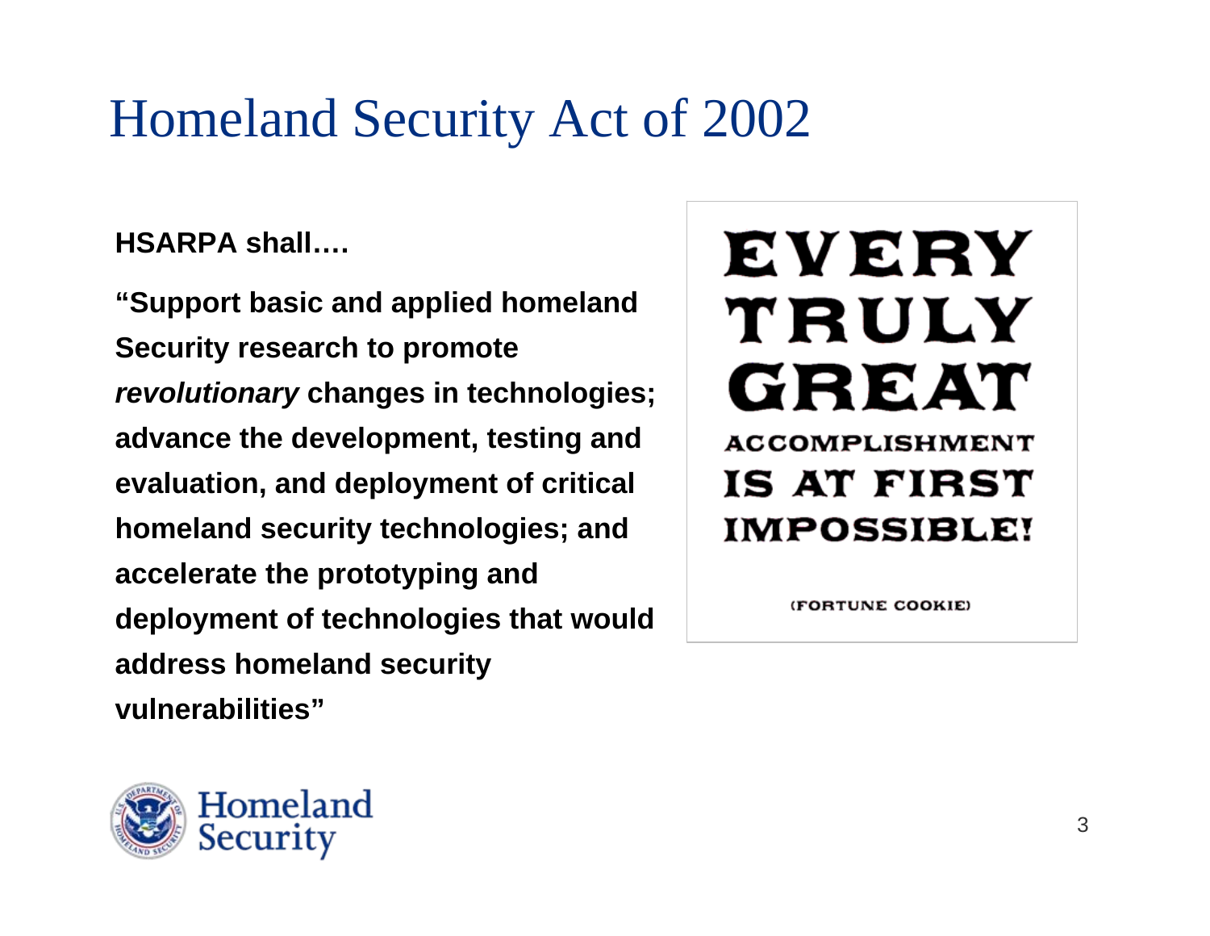# Homeland Security Act of 2002

**HSARPA shall….**

**"Support basic and applied homeland Security research to promote *revolutionary* changes in technologies; advance the development, testing and evaluation, and deployment of critical homeland security technologies; and accelerate the prototyping and deployment of technologies that would address homeland security vulnerabilities"**

EVERY TRULY GREAT ACCOMPLISHMENT IS AT FIRST IMPOSSIBLE!

(FORTUNE COOKIE)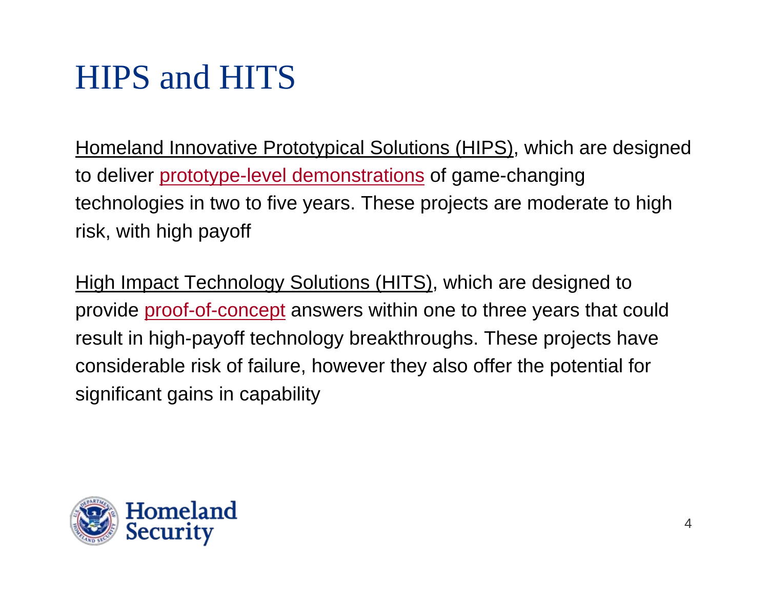# HIPS and HITS

Homeland Innovative Prototypical Solutions (HIPS), which are designed to deliver prototype-level demonstrations of game-changing technologies in two to five years. These projects are moderate to high risk, with high payoff

High Impact Technology Solutions (HITS), which are designed to provide proof-of-concept answers within one to three years that could result in high-payoff technology breakthroughs. These projects have considerable risk of failure, however they also offer the potential for significant gains in capability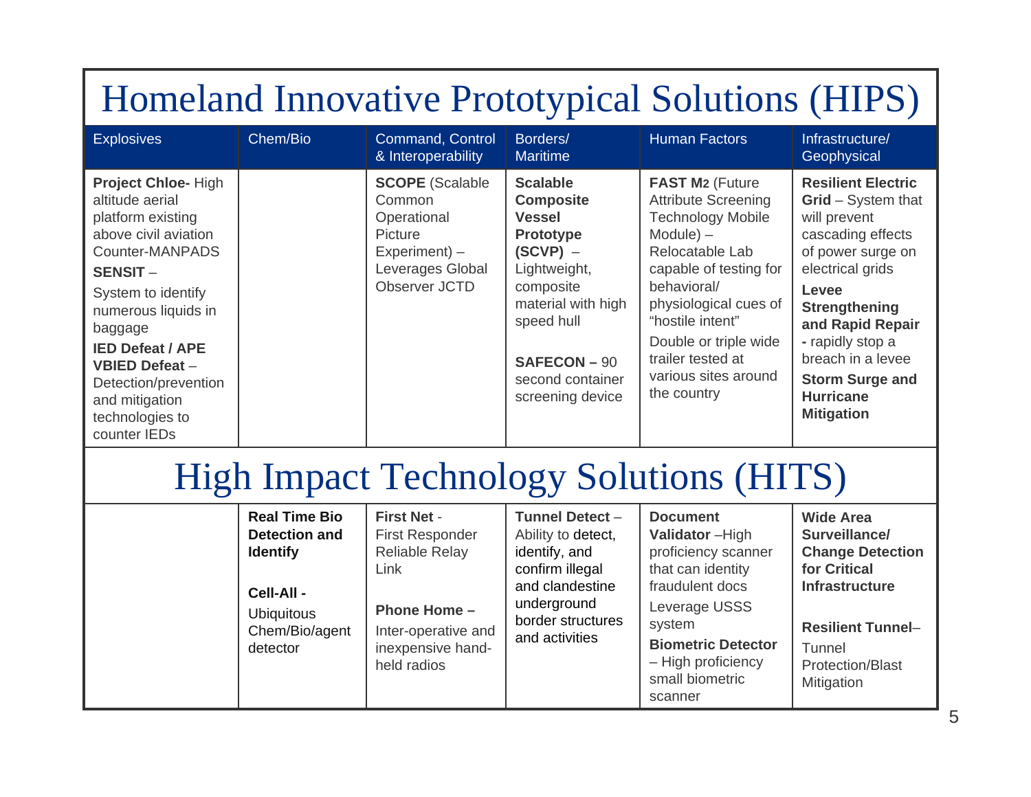# Homeland Innovative Prototypical Solutions (HIPS)

| Explosives | Chem/Bio | Command, Control & Interoperability | Borders/ Maritime | Human Factors | Infrastructure/ Geophysical |
|---|---|---|---|---|---|
| **Project Chloe-** High altitude aerial platform existing above civil aviation Counter-MANPADS<br>**SENSIT** – System to identify numerous liquids in baggage<br>**IED Defeat / APE VBIED Defeat** – Detection/prevention and mitigation technologies to counter IEDs | | **SCOPE** (Scalable Common Operational Picture Experiment) – Leverages Global Observer JCTD | **Scalable Composite Vessel Prototype (SCVP)** – Lightweight, composite material with high speed hull<br><br>**SAFECON –** 90 second container screening device | **FAST M2** (Future Attribute Screening Technology Mobile Module) – Relocatable Lab capable of testing for behavioral/ physiological cues of "hostile intent"<br>Double or triple wide trailer tested at various sites around the country | **Resilient Electric Grid** – System that will prevent cascading effects of power surge on electrical grids<br>**Levee Strengthening and Rapid Repair -** rapidly stop a breach in a levee<br>**Storm Surge and Hurricane Mitigation** |

# High Impact Technology Solutions (HITS)

| Explosives | Chem/Bio | Command, Control & Interoperability | Borders/ Maritime | Human Factors | Infrastructure/ Geophysical |
|---|---|---|---|---|---|
| | **Real Time Bio Detection and Identify**<br><br>**Cell-All -** Ubiquitous Chem/Bio/agent detector | **First Net** - First Responder Reliable Relay Link<br><br>**Phone Home –** Inter-operative and inexpensive hand-held radios | **Tunnel Detect** – Ability to detect, identify, and confirm illegal and clandestine underground border structures and activities | **Document Validator** –High proficiency scanner that can identity fraudulent docs<br>Leverage USSS system<br>**Biometric Detector** – High proficiency small biometric scanner | **Wide Area Surveillance/ Change Detection for Critical Infrastructure**<br><br>**Resilient Tunnel**– Tunnel Protection/Blast Mitigation |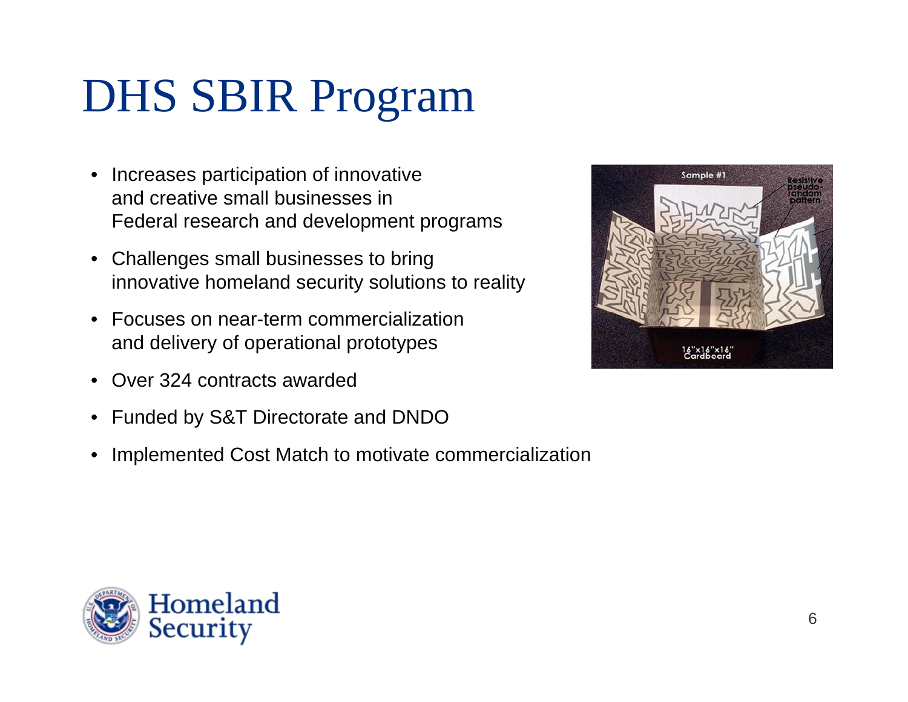# DHS SBIR Program

- Increases participation of innovative and creative small businesses in Federal research and development programs
- Challenges small businesses to bring innovative homeland security solutions to reality
- Focuses on near-term commercialization and delivery of operational prototypes
- Over 324 contracts awarded
- Funded by S&T Directorate and DNDO
- Implemented Cost Match to motivate commercialization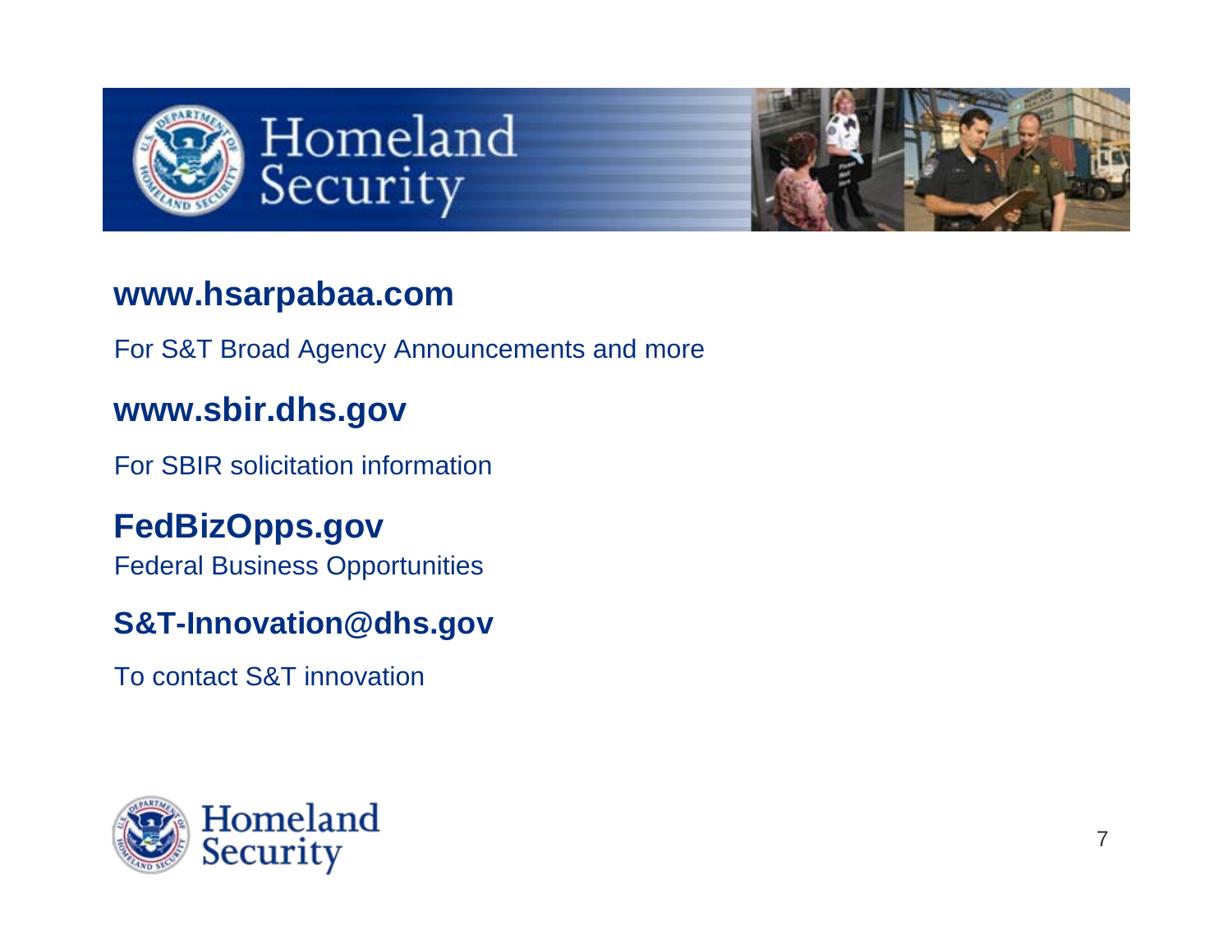**www.hsarpabaa.com**

For S&T Broad Agency Announcements and more

**www.sbir.dhs.gov**

For SBIR solicitation information

**FedBizOpps.gov**

Federal Business Opportunities

**S&T-Innovation@dhs.gov**

To contact S&T innovation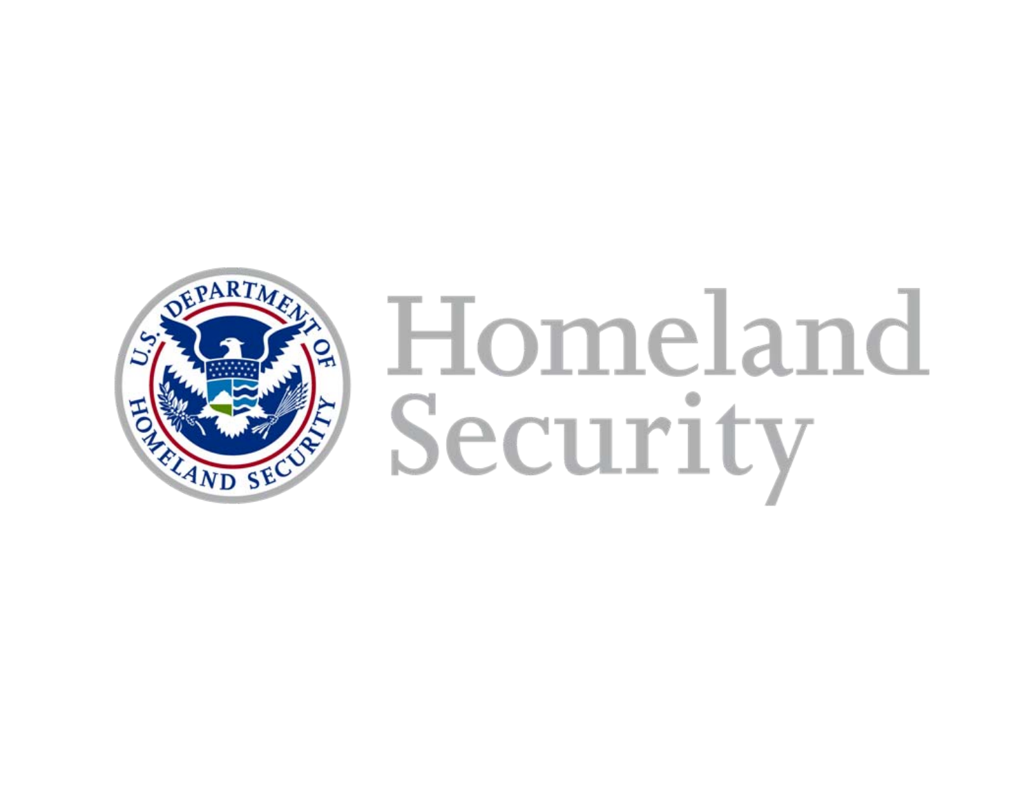Homeland Security